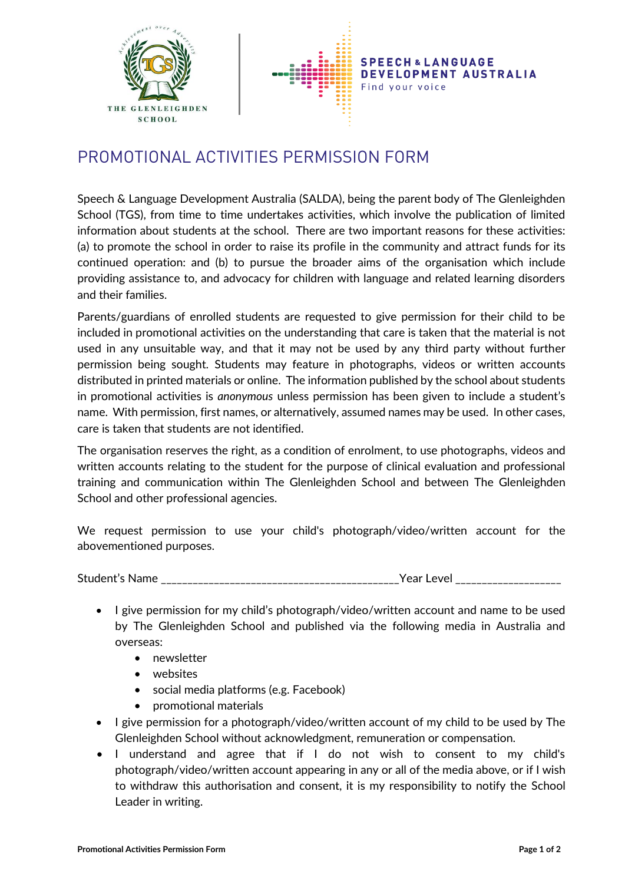# PROMOTIONAL ACTIVITIES PERMISSION FORM

Speech & Language Development Australia (SALDA), being the parent body of The Glenleighden School (TGS), from time to time undertakes activities, which involve the publication of limited information about students at the school. There are two important reasons for these activities: (a) to promote the school in order to raise its profile in the community and attract funds for its continued operation: and (b) to pursue the broader aims of the organisation which include providing assistance to, and advocacy for children with language and related learning disorders and their families.

Parents/guardians of enrolled students are requested to give permission for their child to be included in promotional activities on the understanding that care is taken that the material is not used in any unsuitable way, and that it may not be used by any third party without further permission being sought. Students may feature in photographs, videos or written accounts distributed in printed materials or online. The information published by the school about students in promotional activities is *anonymous* unless permission has been given to include a student's name. With permission, first names, or alternatively, assumed names may be used. In other cases, care is taken that students are not identified.

The organisation reserves the right, as a condition of enrolment, to use photographs, videos and written accounts relating to the student for the purpose of clinical evaluation and professional training and communication within The Glenleighden School and between The Glenleighden School and other professional agencies.

We request permission to use your child's photograph/video/written account for the abovementioned purposes.

Student's Name ___________________________________________Year Level ___________________

- I give permission for my child's photograph/video/written account and name to be used by The Glenleighden School and published via the following media in Australia and overseas:
  - newsletter
  - websites
  - social media platforms (e.g. Facebook)
  - promotional materials
- I give permission for a photograph/video/written account of my child to be used by The Glenleighden School without acknowledgment, remuneration or compensation.
- I understand and agree that if I do not wish to consent to my child's photograph/video/written account appearing in any or all of the media above, or if I wish to withdraw this authorisation and consent, it is my responsibility to notify the School Leader in writing.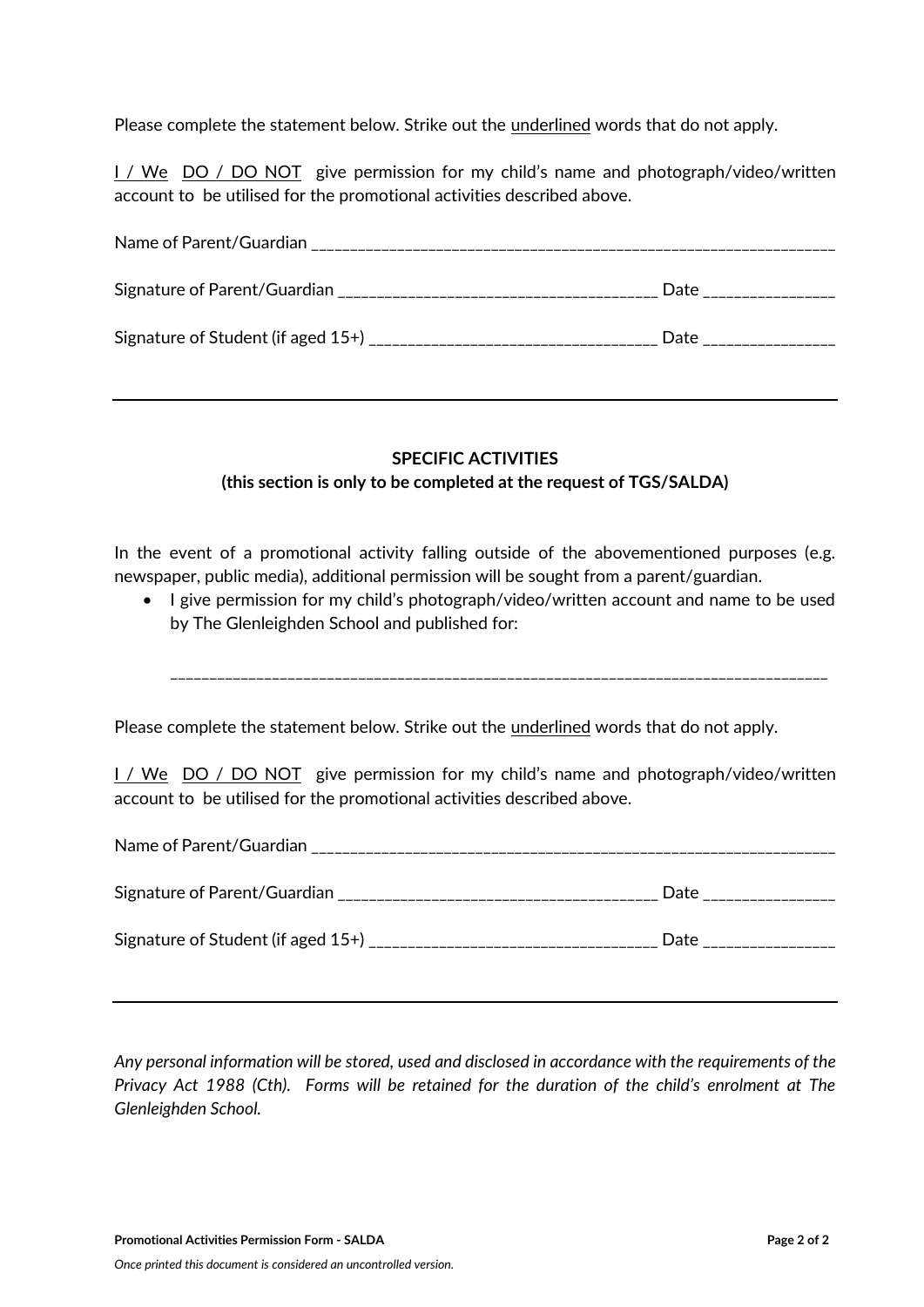Please complete the statement below. Strike out the <u>underlined</u> words that do not apply.

<u>I / We</u> <u>DO / DO NOT</u> give permission for my child's name and photograph/video/written account to be utilised for the promotional activities described above.

Name of Parent/Guardian ___________________________________________________________________

Signature of Parent/Guardian _______________________________________ Date ________________

Signature of Student (if aged 15+) ____________________________________ Date ________________

---

**SPECIFIC ACTIVITIES**
**(this section is only to be completed at the request of TGS/SALDA)**

In the event of a promotional activity falling outside of the abovementioned purposes (e.g. newspaper, public media), additional permission will be sought from a parent/guardian.

- I give permission for my child's photograph/video/written account and name to be used by The Glenleighden School and published for:

  _____________________________________________________________________________________

Please complete the statement below. Strike out the <u>underlined</u> words that do not apply.

<u>I / We</u> <u>DO / DO NOT</u> give permission for my child's name and photograph/video/written account to be utilised for the promotional activities described above.

Name of Parent/Guardian ___________________________________________________________________

Signature of Parent/Guardian _______________________________________ Date ________________

Signature of Student (if aged 15+) ____________________________________ Date ________________

---

*Any personal information will be stored, used and disclosed in accordance with the requirements of the Privacy Act 1988 (Cth). Forms will be retained for the duration of the child's enrolment at The Glenleighden School.*

*Once printed this document is considered an uncontrolled version.*